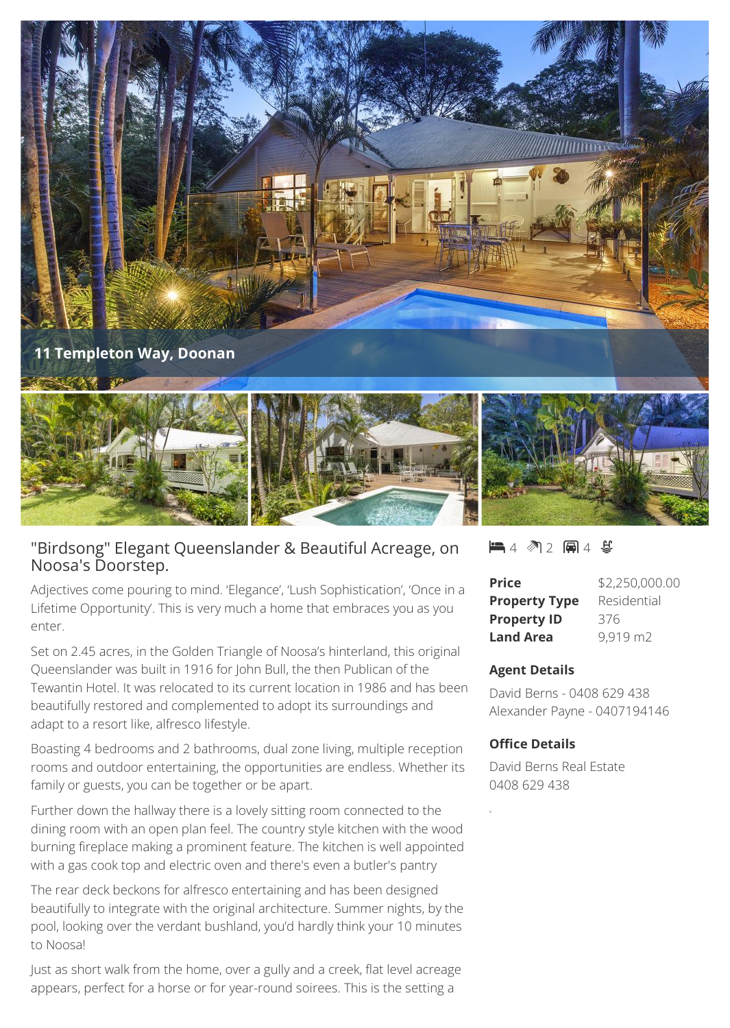11 Templeton Way, Doonan

## "Birdsong" Elegant Queenslander & Beautiful Acreage, on Noosa's Doorstep.

Adjectives come pouring to mind. 'Elegance', 'Lush Sophistication', 'Once in a Lifetime Opportunity'. This is very much a home that embraces you as you enter.

Set on 2.45 acres, in the Golden Triangle of Noosa's hinterland, this original Queenslander was built in 1916 for John Bull, the then Publican of the Tewantin Hotel. It was relocated to its current location in 1986 and has been beautifully restored and complemented to adopt its surroundings and adapt to a resort like, alfresco lifestyle.

Boasting 4 bedrooms and 2 bathrooms, dual zone living, multiple reception rooms and outdoor entertaining, the opportunities are endless. Whether its family or guests, you can be together or be apart.

Further down the hallway there is a lovely sitting room connected to the dining room with an open plan feel. The country style kitchen with the wood burning fireplace making a prominent feature. The kitchen is well appointed with a gas cook top and electric oven and there's even a butler's pantry

The rear deck beckons for alfresco entertaining and has been designed beautifully to integrate with the original architecture. Summer nights, by the pool, looking over the verdant bushland, you'd hardly think your 10 minutes to Noosa!

Just as short walk from the home, over a gully and a creek, flat level acreage appears, perfect for a horse or for year-round soirees. This is the setting a

4 2 4

| | |
|---|---|
| **Price** | $2,250,000.00 |
| **Property Type** | Residential |
| **Property ID** | 376 |
| **Land Area** | 9,919 m2 |

### Agent Details

David Berns - 0408 629 438
Alexander Payne - 0407194146

### Office Details

David Berns Real Estate
0408 629 438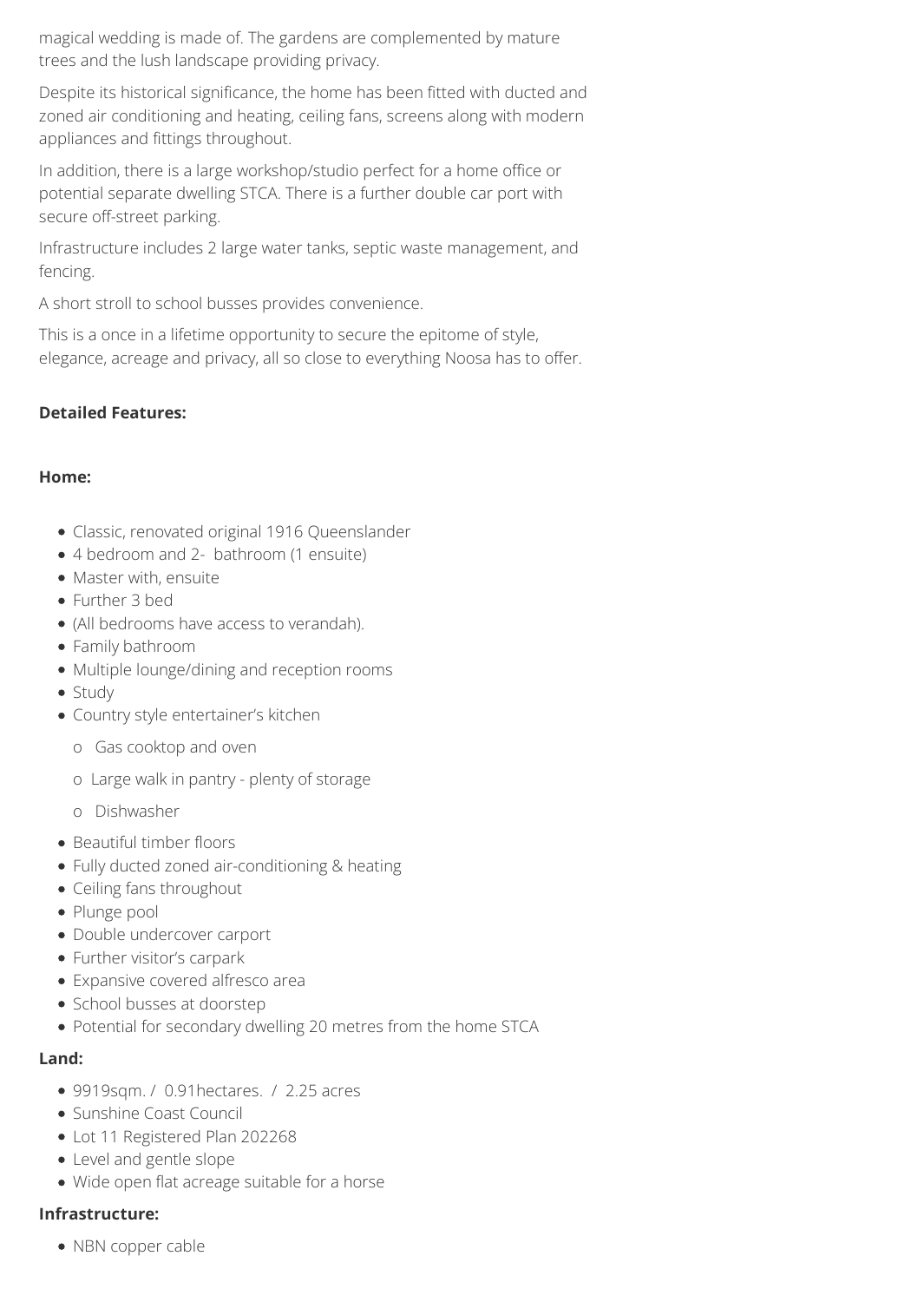magical wedding is made of. The gardens are complemented by mature trees and the lush landscape providing privacy.

Despite its historical significance, the home has been fitted with ducted and zoned air conditioning and heating, ceiling fans, screens along with modern appliances and fittings throughout.

In addition, there is a large workshop/studio perfect for a home office or potential separate dwelling STCA. There is a further double car port with secure off-street parking.

Infrastructure includes 2 large water tanks, septic waste management, and fencing.

A short stroll to school busses provides convenience.

This is a once in a lifetime opportunity to secure the epitome of style, elegance, acreage and privacy, all so close to everything Noosa has to offer.

**Detailed Features:**

**Home:**

- Classic, renovated original 1916 Queenslander
- 4 bedroom and 2- bathroom (1 ensuite)
- Master with, ensuite
- Further 3 bed
- (All bedrooms have access to verandah).
- Family bathroom
- Multiple lounge/dining and reception rooms
- Study
- Country style entertainer's kitchen
    - Gas cooktop and oven
    - Large walk in pantry - plenty of storage
    - Dishwasher
- Beautiful timber floors
- Fully ducted zoned air-conditioning & heating
- Ceiling fans throughout
- Plunge pool
- Double undercover carport
- Further visitor's carpark
- Expansive covered alfresco area
- School busses at doorstep
- Potential for secondary dwelling 20 metres from the home STCA

**Land:**

- 9919sqm. / 0.91hectares. / 2.25 acres
- Sunshine Coast Council
- Lot 11 Registered Plan 202268
- Level and gentle slope
- Wide open flat acreage suitable for a horse

**Infrastructure:**

- NBN copper cable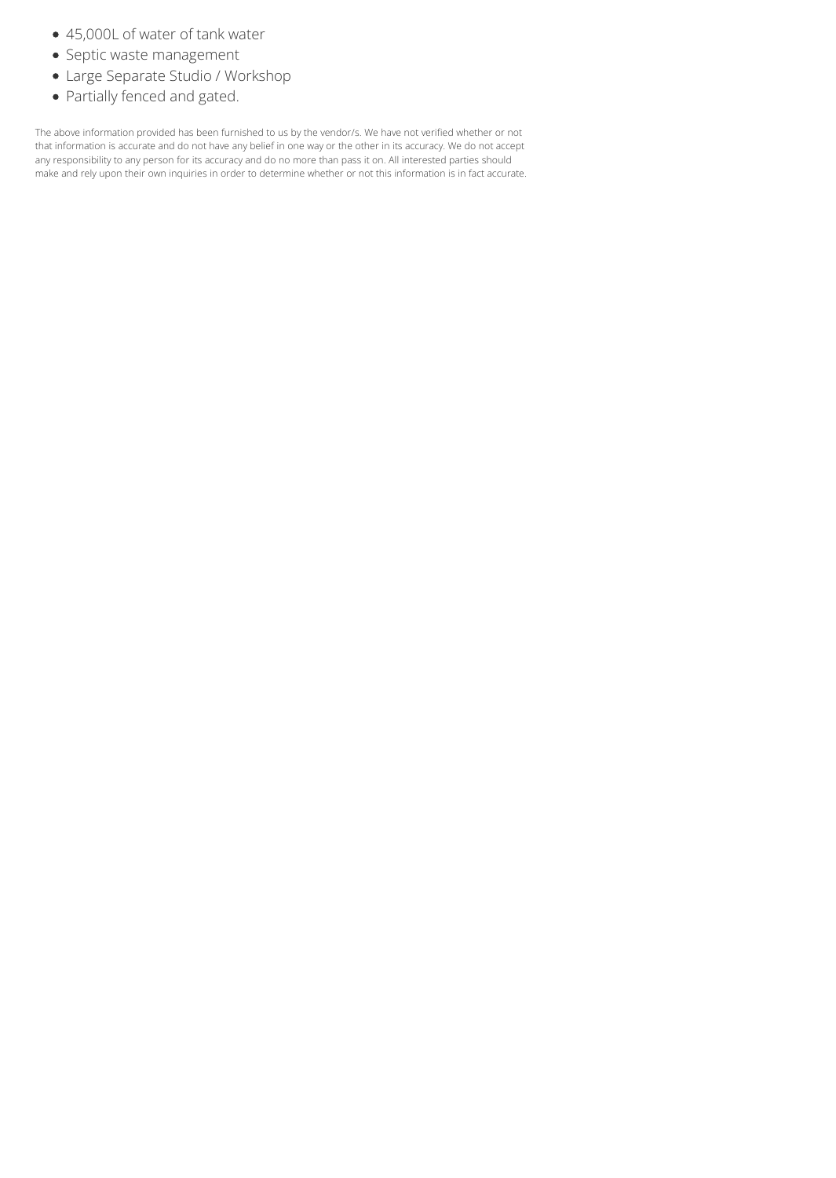- 45,000L of water of tank water
- Septic waste management
- Large Separate Studio / Workshop
- Partially fenced and gated.

The above information provided has been furnished to us by the vendor/s. We have not verified whether or not that information is accurate and do not have any belief in one way or the other in its accuracy. We do not accept any responsibility to any person for its accuracy and do no more than pass it on. All interested parties should make and rely upon their own inquiries in order to determine whether or not this information is in fact accurate.